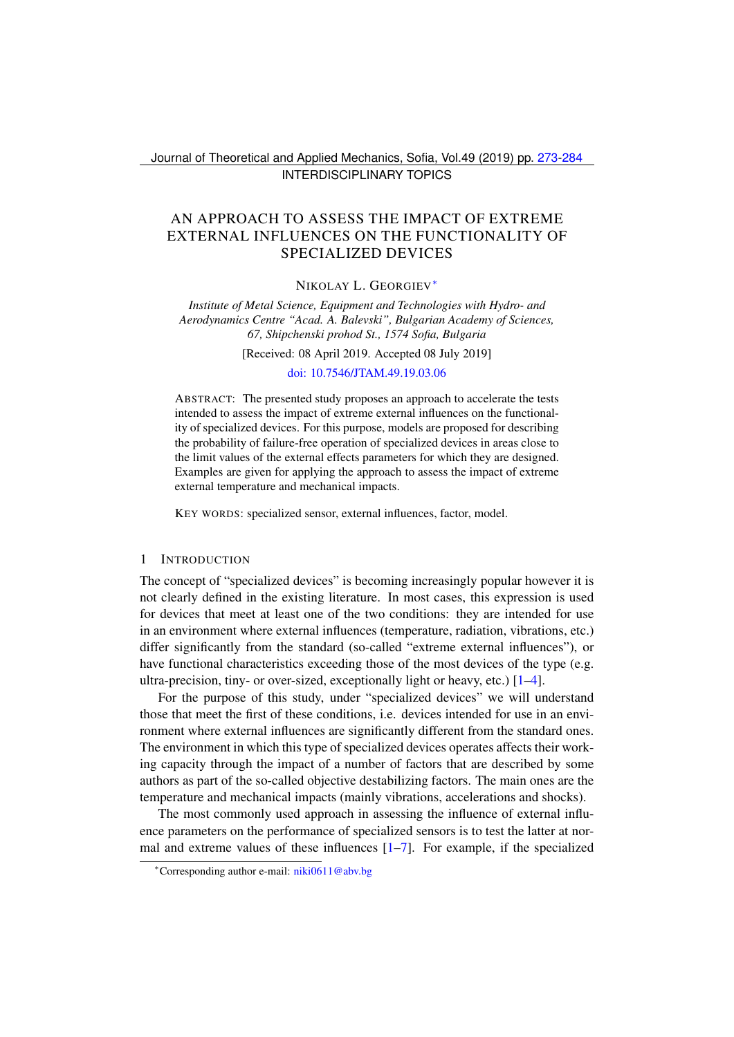INTERDISCIPLINARY TOPICS

# AN APPROACH TO ASSESS THE IMPACT OF EXTREME EXTERNAL INFLUENCES ON THE FUNCTIONALITY OF SPECIALIZED DEVICES

NIKOLAY L. GEORGIEV*

*Institute of Metal Science, Equipment and Technologies with Hydro- and Aerodynamics Centre "Acad. A. Balevski", Bulgarian Academy of Sciences, 67, Shipchenski prohod St., 1574 Sofia, Bulgaria*

[Received: 08 April 2019. Accepted 08 July 2019]

doi: 10.7546/JTAM.49.19.03.06

ABSTRACT: The presented study proposes an approach to accelerate the tests intended to assess the impact of extreme external influences on the functionality of specialized devices. For this purpose, models are proposed for describing the probability of failure-free operation of specialized devices in areas close to the limit values of the external effects parameters for which they are designed. Examples are given for applying the approach to assess the impact of extreme external temperature and mechanical impacts.

KEY WORDS: specialized sensor, external influences, factor, model.

## 1 INTRODUCTION

The concept of "specialized devices" is becoming increasingly popular however it is not clearly defined in the existing literature. In most cases, this expression is used for devices that meet at least one of the two conditions: they are intended for use in an environment where external influences (temperature, radiation, vibrations, etc.) differ significantly from the standard (so-called "extreme external influences"), or have functional characteristics exceeding those of the most devices of the type (e.g. ultra-precision, tiny- or over-sized, exceptionally light or heavy, etc.) [1–4].

For the purpose of this study, under "specialized devices" we will understand those that meet the first of these conditions, i.e. devices intended for use in an environment where external influences are significantly different from the standard ones. The environment in which this type of specialized devices operates affects their working capacity through the impact of a number of factors that are described by some authors as part of the so-called objective destabilizing factors. The main ones are the temperature and mechanical impacts (mainly vibrations, accelerations and shocks).

The most commonly used approach in assessing the influence of external influence parameters on the performance of specialized sensors is to test the latter at normal and extreme values of these influences [1–7]. For example, if the specialized

*Corresponding author e-mail: niki0611@abv.bg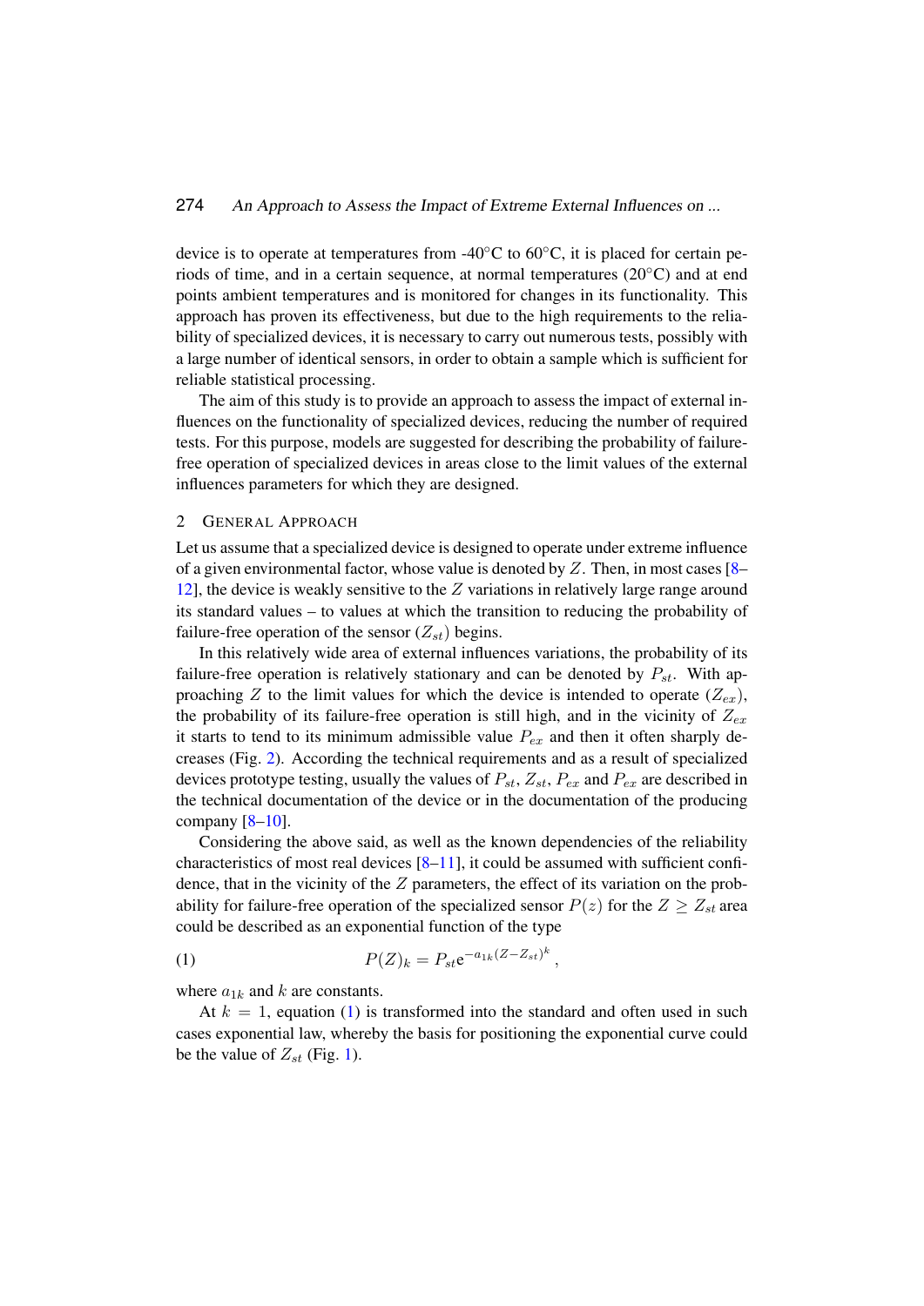device is to operate at temperatures from -40°C to 60°C, it is placed for certain periods of time, and in a certain sequence, at normal temperatures (20°C) and at end points ambient temperatures and is monitored for changes in its functionality. This approach has proven its effectiveness, but due to the high requirements to the reliability of specialized devices, it is necessary to carry out numerous tests, possibly with a large number of identical sensors, in order to obtain a sample which is sufficient for reliable statistical processing.

The aim of this study is to provide an approach to assess the impact of external influences on the functionality of specialized devices, reducing the number of required tests. For this purpose, models are suggested for describing the probability of failure-free operation of specialized devices in areas close to the limit values of the external influences parameters for which they are designed.

## 2 General Approach

Let us assume that a specialized device is designed to operate under extreme influence of a given environmental factor, whose value is denoted by $Z$. Then, in most cases [8–12], the device is weakly sensitive to the $Z$ variations in relatively large range around its standard values – to values at which the transition to reducing the probability of failure-free operation of the sensor ($Z_{st}$) begins.

In this relatively wide area of external influences variations, the probability of its failure-free operation is relatively stationary and can be denoted by $P_{st}$. With approaching $Z$ to the limit values for which the device is intended to operate ($Z_{ex}$), the probability of its failure-free operation is still high, and in the vicinity of $Z_{ex}$ it starts to tend to its minimum admissible value $P_{ex}$ and then it often sharply decreases (Fig. 2). According the technical requirements and as a result of specialized devices prototype testing, usually the values of $P_{st}$, $Z_{st}$, $P_{ex}$ and $P_{ex}$ are described in the technical documentation of the device or in the documentation of the producing company [8–10].

Considering the above said, as well as the known dependencies of the reliability characteristics of most real devices [8–11], it could be assumed with sufficient confidence, that in the vicinity of the $Z$ parameters, the effect of its variation on the probability for failure-free operation of the specialized sensor $P(z)$ for the $Z \geq Z_{st}$ area could be described as an exponential function of the type

$$P(Z)_k = P_{st} e^{-a_{1k}(Z-Z_{st})^k}, \tag{1}$$

where $a_{1k}$ and $k$ are constants.

At $k = 1$, equation (1) is transformed into the standard and often used in such cases exponential law, whereby the basis for positioning the exponential curve could be the value of $Z_{st}$ (Fig. 1).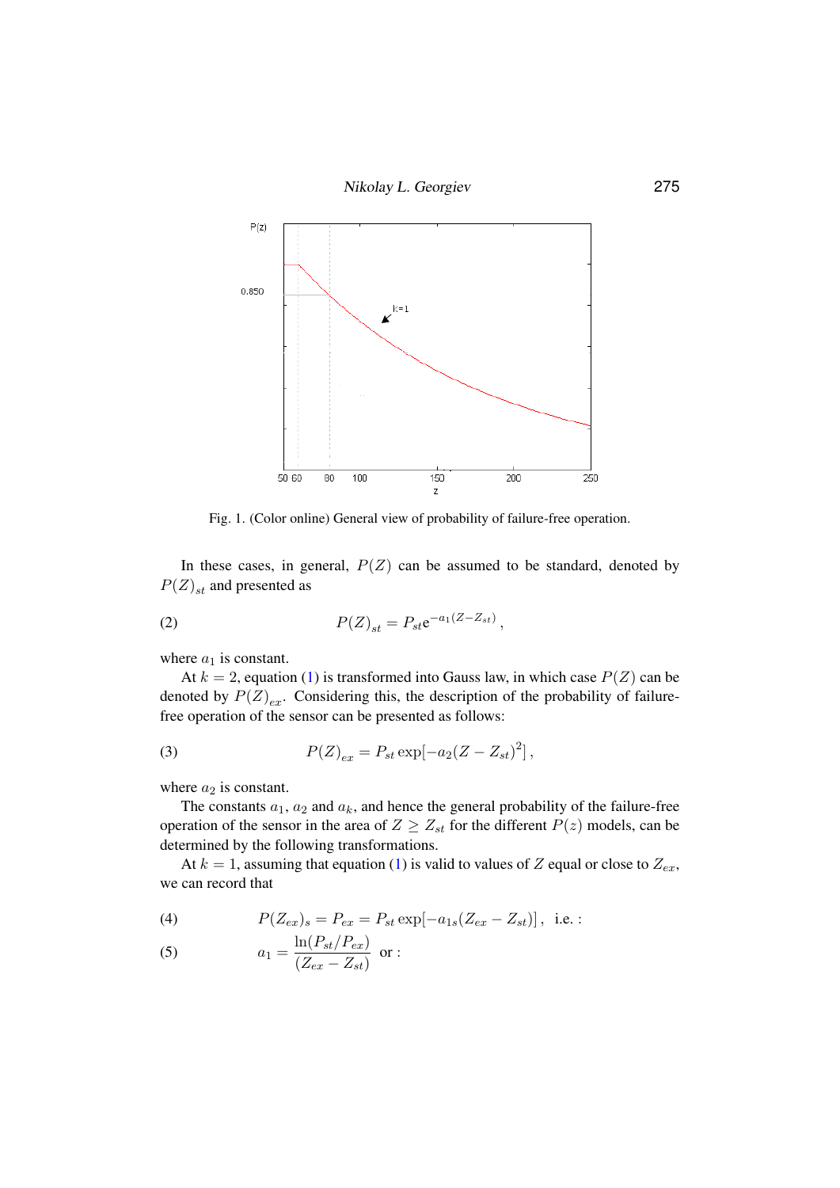Fig. 1. (Color online) General view of probability of failure-free operation.

In these cases, in general, $P(Z)$ can be assumed to be standard, denoted by $P(Z)_{st}$ and presented as

$$P(Z)_{st} = P_{st}\mathrm{e}^{-a_1(Z-Z_{st})}, \tag{2}$$

where $a_1$ is constant.

At $k = 2$, equation (1) is transformed into Gauss law, in which case $P(Z)$ can be denoted by $P(Z)_{ex}$. Considering this, the description of the probability of failure-free operation of the sensor can be presented as follows:

$$P(Z)_{ex} = P_{st}\exp[-a_2(Z-Z_{st})^2], \tag{3}$$

where $a_2$ is constant.

The constants $a_1$, $a_2$ and $a_k$, and hence the general probability of the failure-free operation of the sensor in the area of $Z \geq Z_{st}$ for the different $P(z)$ models, can be determined by the following transformations.

At $k = 1$, assuming that equation (1) is valid to values of $Z$ equal or close to $Z_{ex}$, we can record that

$$P(Z_{ex})_s = P_{ex} = P_{st}\exp[-a_{1s}(Z_{ex}-Z_{st})], \text{ i.e. :} \tag{4}$$

$$a_1 = \frac{\ln(P_{st}/P_{ex})}{(Z_{ex}-Z_{st})} \text{ or :} \tag{5}$$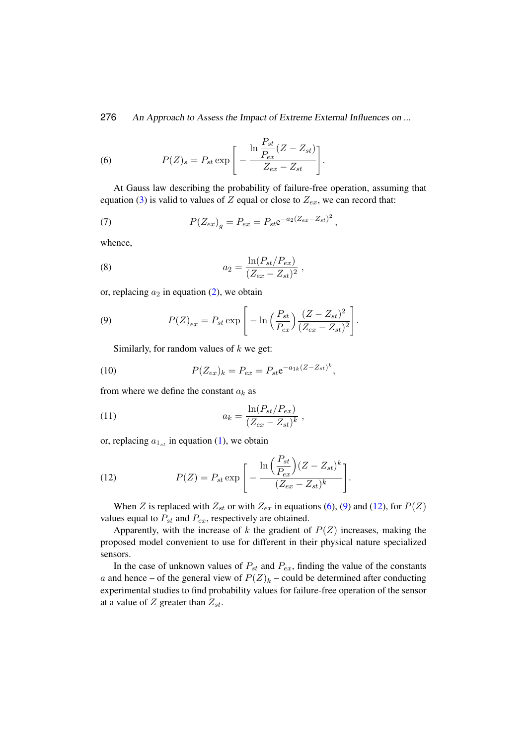$$(6) \qquad P(Z)_s = P_{st} \exp\left[ -\frac{\ln \dfrac{P_{st}}{P_{ex}}(Z - Z_{st})}{Z_{ex} - Z_{st}} \right].$$

At Gauss law describing the probability of failure-free operation, assuming that equation (3) is valid to values of $Z$ equal or close to $Z_{ex}$, we can record that:

$$(7) \qquad P(Z_{ex})_g = P_{ex} = P_{st}\mathrm{e}^{-a_2(Z_{ex}-Z_{st})^2},$$

whence,

$$(8) \qquad a_2 = \frac{\ln(P_{st}/P_{ex})}{(Z_{ex} - Z_{st})^2},$$

or, replacing $a_2$ in equation (2), we obtain

$$(9) \qquad P(Z)_{ex} = P_{st} \exp\left[ -\ln\left(\frac{P_{st}}{P_{ex}}\right) \frac{(Z - Z_{st})^2}{(Z_{ex} - Z_{st})^2} \right].$$

Similarly, for random values of $k$ we get:

$$(10) \qquad P(Z_{ex})_k = P_{ex} = P_{st}\mathrm{e}^{-a_{1k}(Z-Z_{st})^k},$$

from where we define the constant $a_k$ as

$$(11) \qquad a_k = \frac{\ln(P_{st}/P_{ex})}{(Z_{ex} - Z_{st})^k},$$

or, replacing $a_{1_{st}}$ in equation (1), we obtain

$$(12) \qquad P(Z) = P_{st} \exp\left[ -\frac{\ln\left(\dfrac{P_{st}}{P_{ex}}\right)(Z - Z_{st})^k}{(Z_{ex} - Z_{st})^k} \right].$$

When $Z$ is replaced with $Z_{st}$ or with $Z_{ex}$ in equations (6), (9) and (12), for $P(Z)$ values equal to $P_{st}$ and $P_{ex}$, respectively are obtained.

Apparently, with the increase of $k$ the gradient of $P(Z)$ increases, making the proposed model convenient to use for different in their physical nature specialized sensors.

In the case of unknown values of $P_{st}$ and $P_{ex}$, finding the value of the constants $a$ and hence – of the general view of $P(Z)_k$ – could be determined after conducting experimental studies to find probability values for failure-free operation of the sensor at a value of $Z$ greater than $Z_{st}$.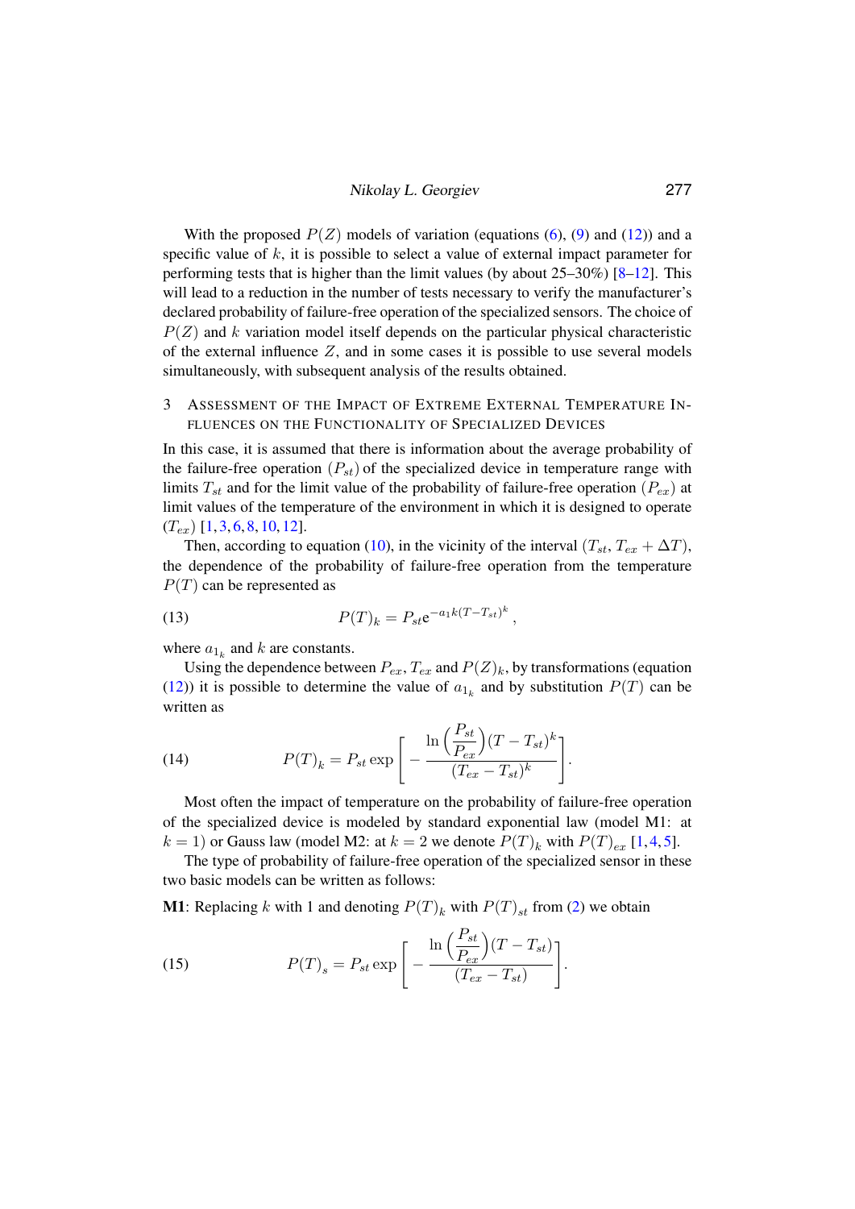With the proposed $P(Z)$ models of variation (equations (6), (9) and (12)) and a specific value of $k$, it is possible to select a value of external impact parameter for performing tests that is higher than the limit values (by about 25–30%) [8–12]. This will lead to a reduction in the number of tests necessary to verify the manufacturer's declared probability of failure-free operation of the specialized sensors. The choice of $P(Z)$ and $k$ variation model itself depends on the particular physical characteristic of the external influence $Z$, and in some cases it is possible to use several models simultaneously, with subsequent analysis of the results obtained.

## 3 Assessment of the Impact of Extreme External Temperature Influences on the Functionality of Specialized Devices

In this case, it is assumed that there is information about the average probability of the failure-free operation $(P_{st})$ of the specialized device in temperature range with limits $T_{st}$ and for the limit value of the probability of failure-free operation $(P_{ex})$ at limit values of the temperature of the environment in which it is designed to operate $(T_{ex})$ [1, 3, 6, 8, 10, 12].

Then, according to equation (10), in the vicinity of the interval $(T_{st}, T_{ex} + \Delta T)$, the dependence of the probability of failure-free operation from the temperature $P(T)$ can be represented as

$$P(T)_k = P_{st} e^{-a_1 k (T - T_{st})^k}, \tag{13}$$

where $a_{1_k}$ and $k$ are constants.

Using the dependence between $P_{ex}$, $T_{ex}$ and $P(Z)_k$, by transformations (equation (12)) it is possible to determine the value of $a_{1_k}$ and by substitution $P(T)$ can be written as

$$P(T)_k = P_{st} \exp\left[ - \frac{\ln\left(\frac{P_{st}}{P_{ex}}\right)(T - T_{st})^k}{(T_{ex} - T_{st})^k} \right]. \tag{14}$$

Most often the impact of temperature on the probability of failure-free operation of the specialized device is modeled by standard exponential law (model M1: at $k = 1$) or Gauss law (model M2: at $k = 2$ we denote $P(T)_k$ with $P(T)_{ex}$ [1, 4, 5].

The type of probability of failure-free operation of the specialized sensor in these two basic models can be written as follows:

**M1**: Replacing $k$ with 1 and denoting $P(T)_k$ with $P(T)_{st}$ from (2) we obtain

$$P(T)_s = P_{st} \exp\left[ - \frac{\ln\left(\frac{P_{st}}{P_{ex}}\right)(T - T_{st})}{(T_{ex} - T_{st})} \right]. \tag{15}$$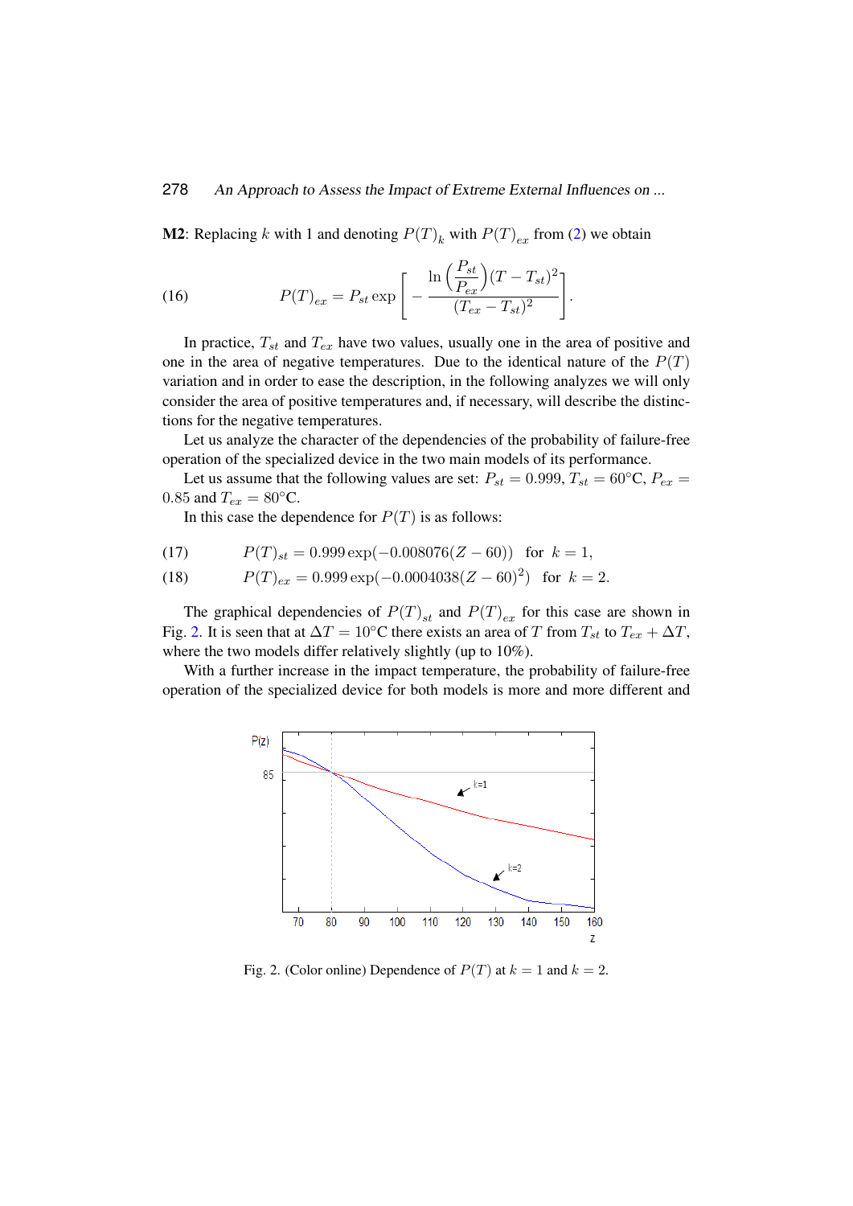**M2**: Replacing $k$ with 1 and denoting $P(T)_k$ with $P(T)_{ex}$ from (2) we obtain

$$P(T)_{ex} = P_{st} \exp\left[ -\frac{\ln\left(\dfrac{P_{st}}{P_{ex}}\right)(T - T_{st})^2}{(T_{ex} - T_{st})^2} \right]. \tag{16}$$

In practice, $T_{st}$ and $T_{ex}$ have two values, usually one in the area of positive and one in the area of negative temperatures. Due to the identical nature of the $P(T)$ variation and in order to ease the description, in the following analyzes we will only consider the area of positive temperatures and, if necessary, will describe the distinctions for the negative temperatures.

Let us analyze the character of the dependencies of the probability of failure-free operation of the specialized device in the two main models of its performance.

Let us assume that the following values are set: $P_{st} = 0.999$, $T_{st} = 60°\text{C}$, $P_{ex} = 0.85$ and $T_{ex} = 80°\text{C}$.

In this case the dependence for $P(T)$ is as follows:

$$P(T)_{st} = 0.999 \exp(-0.008076(Z - 60)) \quad \text{for } \ k = 1, \tag{17}$$

$$P(T)_{ex} = 0.999 \exp(-0.0004038(Z - 60)^2) \quad \text{for } \ k = 2. \tag{18}$$

The graphical dependencies of $P(T)_{st}$ and $P(T)_{ex}$ for this case are shown in Fig. 2. It is seen that at $\Delta T = 10°\text{C}$ there exists an area of $T$ from $T_{st}$ to $T_{ex} + \Delta T$, where the two models differ relatively slightly (up to 10%).

With a further increase in the impact temperature, the probability of failure-free operation of the specialized device for both models is more and more different and

Fig. 2. (Color online) Dependence of $P(T)$ at $k = 1$ and $k = 2$.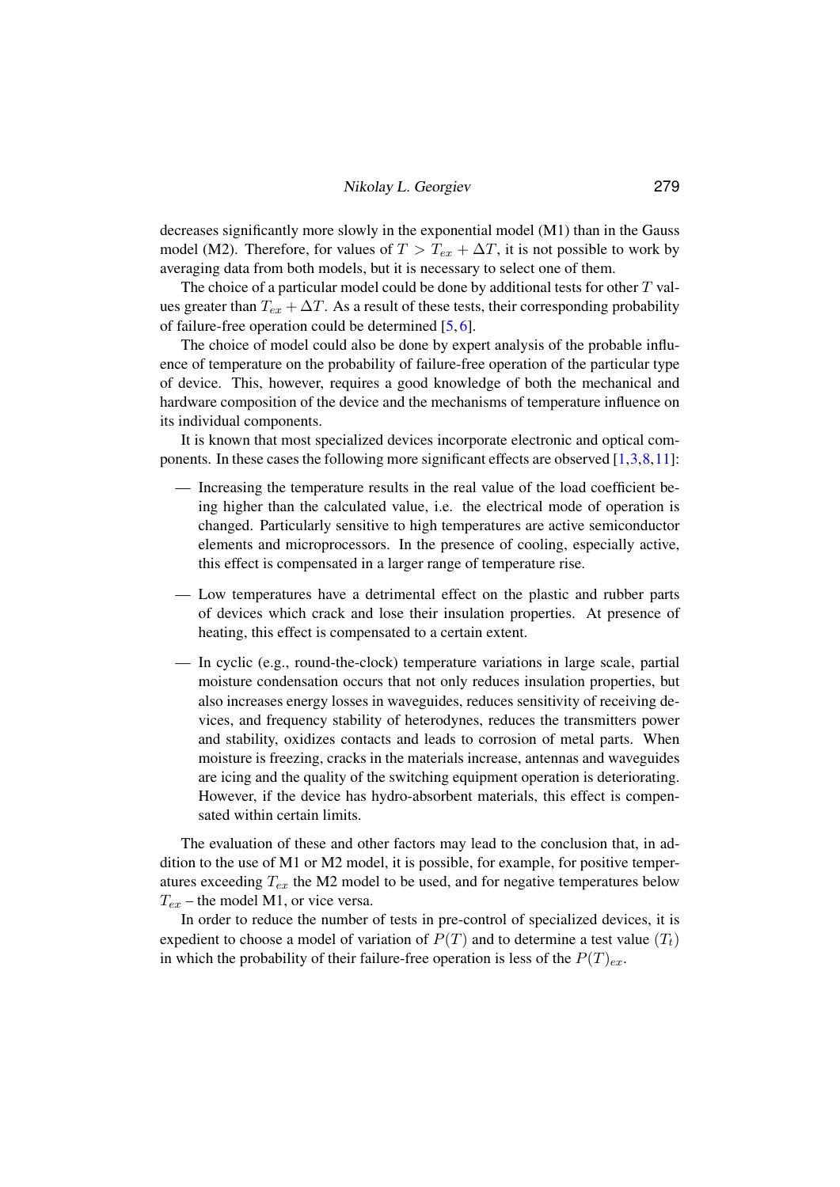decreases significantly more slowly in the exponential model (M1) than in the Gauss model (M2). Therefore, for values of $T > T_{ex} + \Delta T$, it is not possible to work by averaging data from both models, but it is necessary to select one of them.

The choice of a particular model could be done by additional tests for other $T$ values greater than $T_{ex} + \Delta T$. As a result of these tests, their corresponding probability of failure-free operation could be determined [5, 6].

The choice of model could also be done by expert analysis of the probable influence of temperature on the probability of failure-free operation of the particular type of device. This, however, requires a good knowledge of both the mechanical and hardware composition of the device and the mechanisms of temperature influence on its individual components.

It is known that most specialized devices incorporate electronic and optical components. In these cases the following more significant effects are observed [1,3,8,11]:

— Increasing the temperature results in the real value of the load coefficient being higher than the calculated value, i.e. the electrical mode of operation is changed. Particularly sensitive to high temperatures are active semiconductor elements and microprocessors. In the presence of cooling, especially active, this effect is compensated in a larger range of temperature rise.

— Low temperatures have a detrimental effect on the plastic and rubber parts of devices which crack and lose their insulation properties. At presence of heating, this effect is compensated to a certain extent.

— In cyclic (e.g., round-the-clock) temperature variations in large scale, partial moisture condensation occurs that not only reduces insulation properties, but also increases energy losses in waveguides, reduces sensitivity of receiving devices, and frequency stability of heterodynes, reduces the transmitters power and stability, oxidizes contacts and leads to corrosion of metal parts. When moisture is freezing, cracks in the materials increase, antennas and waveguides are icing and the quality of the switching equipment operation is deteriorating. However, if the device has hydro-absorbent materials, this effect is compensated within certain limits.

The evaluation of these and other factors may lead to the conclusion that, in addition to the use of M1 or M2 model, it is possible, for example, for positive temperatures exceeding $T_{ex}$ the M2 model to be used, and for negative temperatures below $T_{ex}$ – the model M1, or vice versa.

In order to reduce the number of tests in pre-control of specialized devices, it is expedient to choose a model of variation of $P(T)$ and to determine a test value $(T_t)$ in which the probability of their failure-free operation is less of the $P(T)_{ex}$.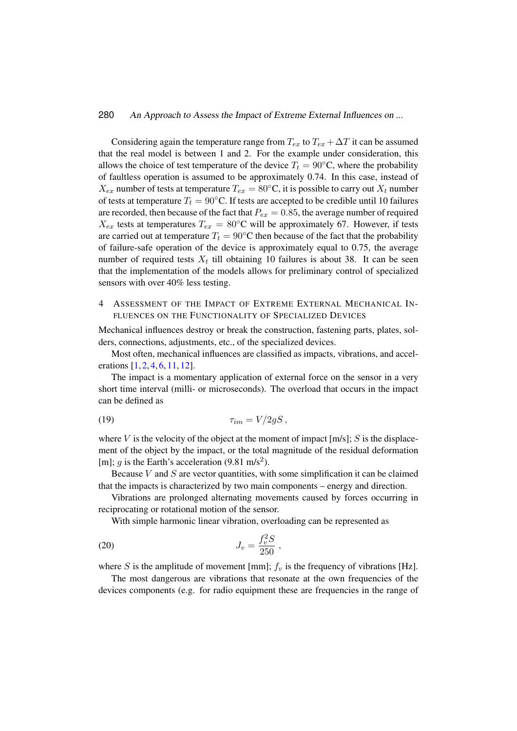Considering again the temperature range from $T_{ex}$ to $T_{ex} + \Delta T$ it can be assumed that the real model is between 1 and 2. For the example under consideration, this allows the choice of test temperature of the device $T_t = 90^{\circ}$C, where the probability of faultless operation is assumed to be approximately 0.74. In this case, instead of $X_{ex}$ number of tests at temperature $T_{ex} = 80^{\circ}$C, it is possible to carry out $X_t$ number of tests at temperature $T_t = 90^{\circ}$C. If tests are accepted to be credible until 10 failures are recorded, then because of the fact that $P_{ex} = 0.85$, the average number of required $X_{ex}$ tests at temperatures $T_{ex} = 80^{\circ}$C will be approximately 67. However, if tests are carried out at temperature $T_t = 90^{\circ}$C then because of the fact that the probability of failure-safe operation of the device is approximately equal to 0.75, the average number of required tests $X_t$ till obtaining 10 failures is about 38. It can be seen that the implementation of the models allows for preliminary control of specialized sensors with over 40% less testing.

## 4 Assessment of the Impact of Extreme External Mechanical Influences on the Functionality of Specialized Devices

Mechanical influences destroy or break the construction, fastening parts, plates, solders, connections, adjustments, etc., of the specialized devices.

Most often, mechanical influences are classified as impacts, vibrations, and accelerations [1, 2, 4, 6, 11, 12].

The impact is a momentary application of external force on the sensor in a very short time interval (milli- or microseconds). The overload that occurs in the impact can be defined as

$$\tau_{im} = V/2gS\,, \tag{19}$$

where $V$ is the velocity of the object at the moment of impact [m/s]; $S$ is the displacement of the object by the impact, or the total magnitude of the residual deformation [m]; $g$ is the Earth's acceleration (9.81 m/s$^2$).

Because $V$ and $S$ are vector quantities, with some simplification it can be claimed that the impacts is characterized by two main components – energy and direction.

Vibrations are prolonged alternating movements caused by forces occurring in reciprocating or rotational motion of the sensor.

With simple harmonic linear vibration, overloading can be represented as

$$J_v = \frac{f_v^2 S}{250}\,, \tag{20}$$

where $S$ is the amplitude of movement [mm]; $f_v$ is the frequency of vibrations [Hz].

The most dangerous are vibrations that resonate at the own frequencies of the devices components (e.g. for radio equipment these are frequencies in the range of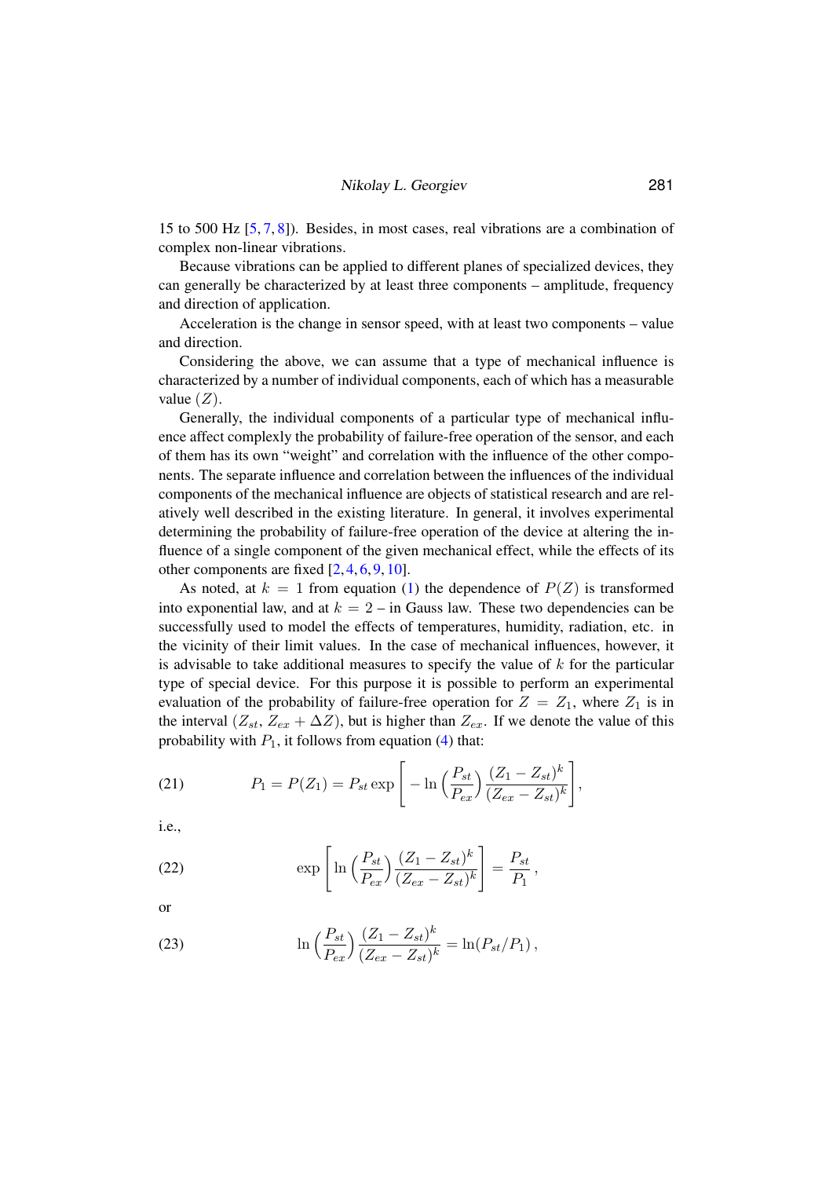15 to 500 Hz [5, 7, 8]). Besides, in most cases, real vibrations are a combination of complex non-linear vibrations.

Because vibrations can be applied to different planes of specialized devices, they can generally be characterized by at least three components – amplitude, frequency and direction of application.

Acceleration is the change in sensor speed, with at least two components – value and direction.

Considering the above, we can assume that a type of mechanical influence is characterized by a number of individual components, each of which has a measurable value ($Z$).

Generally, the individual components of a particular type of mechanical influence affect complexly the probability of failure-free operation of the sensor, and each of them has its own "weight" and correlation with the influence of the other components. The separate influence and correlation between the influences of the individual components of the mechanical influence are objects of statistical research and are relatively well described in the existing literature. In general, it involves experimental determining the probability of failure-free operation of the device at altering the influence of a single component of the given mechanical effect, while the effects of its other components are fixed [2, 4, 6, 9, 10].

As noted, at $k = 1$ from equation (1) the dependence of $P(Z)$ is transformed into exponential law, and at $k = 2$ – in Gauss law. These two dependencies can be successfully used to model the effects of temperatures, humidity, radiation, etc. in the vicinity of their limit values. In the case of mechanical influences, however, it is advisable to take additional measures to specify the value of $k$ for the particular type of special device. For this purpose it is possible to perform an experimental evaluation of the probability of failure-free operation for $Z = Z_1$, where $Z_1$ is in the interval ($Z_{st}$, $Z_{ex} + \Delta Z$), but is higher than $Z_{ex}$. If we denote the value of this probability with $P_1$, it follows from equation (4) that:

$$P_1 = P(Z_1) = P_{st} \exp\left[ -\ln\left(\frac{P_{st}}{P_{ex}}\right) \frac{(Z_1 - Z_{st})^k}{(Z_{ex} - Z_{st})^k} \right], \tag{21}$$

i.e.,

$$\exp\left[ \ln\left(\frac{P_{st}}{P_{ex}}\right) \frac{(Z_1 - Z_{st})^k}{(Z_{ex} - Z_{st})^k} \right] = \frac{P_{st}}{P_1}, \tag{22}$$

or

$$\ln\left(\frac{P_{st}}{P_{ex}}\right) \frac{(Z_1 - Z_{st})^k}{(Z_{ex} - Z_{st})^k} = \ln(P_{st}/P_1), \tag{23}$$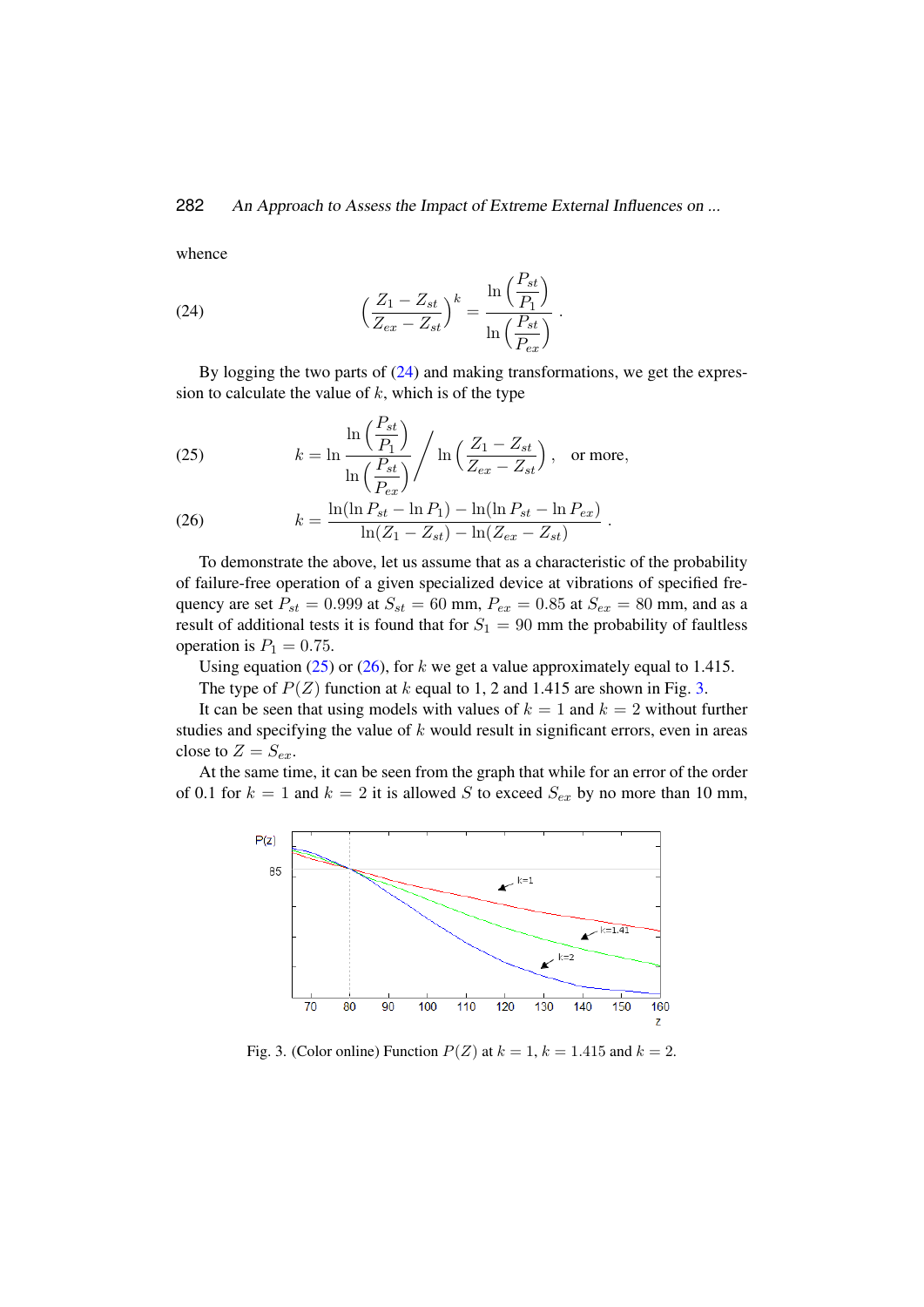whence

$$\left(\frac{Z_1 - Z_{st}}{Z_{ex} - Z_{st}}\right)^k = \frac{\ln\left(\dfrac{P_{st}}{P_1}\right)}{\ln\left(\dfrac{P_{st}}{P_{ex}}\right)}. \tag{24}$$

By logging the two parts of (24) and making transformations, we get the expression to calculate the value of $k$, which is of the type

$$k = \ln\frac{\ln\left(\dfrac{P_{st}}{P_1}\right)}{\ln\left(\dfrac{P_{st}}{P_{ex}}\right)} \Bigg/ \ln\left(\frac{Z_1 - Z_{st}}{Z_{ex} - Z_{st}}\right), \quad \text{or more,} \tag{25}$$

$$k = \frac{\ln(\ln P_{st} - \ln P_1) - \ln(\ln P_{st} - \ln P_{ex})}{\ln(Z_1 - Z_{st}) - \ln(Z_{ex} - Z_{st})}. \tag{26}$$

To demonstrate the above, let us assume that as a characteristic of the probability of failure-free operation of a given specialized device at vibrations of specified frequency are set $P_{st} = 0.999$ at $S_{st} = 60$ mm, $P_{ex} = 0.85$ at $S_{ex} = 80$ mm, and as a result of additional tests it is found that for $S_1 = 90$ mm the probability of faultless operation is $P_1 = 0.75$.

Using equation (25) or (26), for $k$ we get a value approximately equal to 1.415.

The type of $P(Z)$ function at $k$ equal to 1, 2 and 1.415 are shown in Fig. 3.

It can be seen that using models with values of $k = 1$ and $k = 2$ without further studies and specifying the value of $k$ would result in significant errors, even in areas close to $Z = S_{ex}$.

At the same time, it can be seen from the graph that while for an error of the order of 0.1 for $k = 1$ and $k = 2$ it is allowed $S$ to exceed $S_{ex}$ by no more than 10 mm,

Fig. 3. (Color online) Function $P(Z)$ at $k = 1$, $k = 1.415$ and $k = 2$.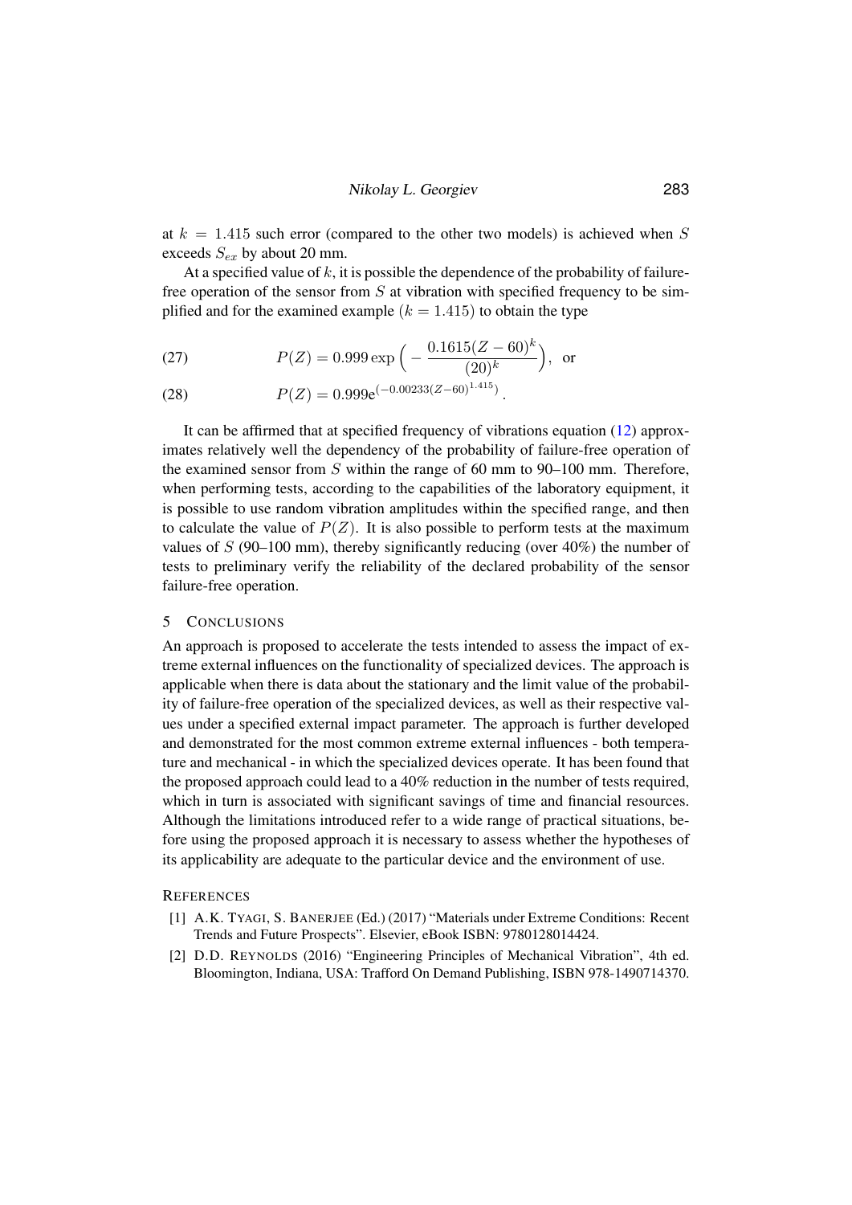at $k = 1.415$ such error (compared to the other two models) is achieved when $S$ exceeds $S_{ex}$ by about 20 mm.

At a specified value of $k$, it is possible the dependence of the probability of failure-free operation of the sensor from $S$ at vibration with specified frequency to be simplified and for the examined example ($k = 1.415$) to obtain the type

$$P(Z) = 0.999 \exp\Big(-\frac{0.1615(Z-60)^k}{(20)^k}\Big), \text{ or} \tag{27}$$

$$P(Z) = 0.999\mathrm{e}^{(-0.00233(Z-60)^{1.415})}. \tag{28}$$

It can be affirmed that at specified frequency of vibrations equation (12) approximates relatively well the dependency of the probability of failure-free operation of the examined sensor from $S$ within the range of 60 mm to 90–100 mm. Therefore, when performing tests, according to the capabilities of the laboratory equipment, it is possible to use random vibration amplitudes within the specified range, and then to calculate the value of $P(Z)$. It is also possible to perform tests at the maximum values of $S$ (90–100 mm), thereby significantly reducing (over 40%) the number of tests to preliminary verify the reliability of the declared probability of the sensor failure-free operation.

## 5 Conclusions

An approach is proposed to accelerate the tests intended to assess the impact of extreme external influences on the functionality of specialized devices. The approach is applicable when there is data about the stationary and the limit value of the probability of failure-free operation of the specialized devices, as well as their respective values under a specified external impact parameter. The approach is further developed and demonstrated for the most common extreme external influences - both temperature and mechanical - in which the specialized devices operate. It has been found that the proposed approach could lead to a 40% reduction in the number of tests required, which in turn is associated with significant savings of time and financial resources. Although the limitations introduced refer to a wide range of practical situations, before using the proposed approach it is necessary to assess whether the hypotheses of its applicability are adequate to the particular device and the environment of use.

## References

[1] A.K. Tyagi, S. Banerjee (Ed.) (2017) "Materials under Extreme Conditions: Recent Trends and Future Prospects". Elsevier, eBook ISBN: 9780128014424.

[2] D.D. Reynolds (2016) "Engineering Principles of Mechanical Vibration", 4th ed. Bloomington, Indiana, USA: Trafford On Demand Publishing, ISBN 978-1490714370.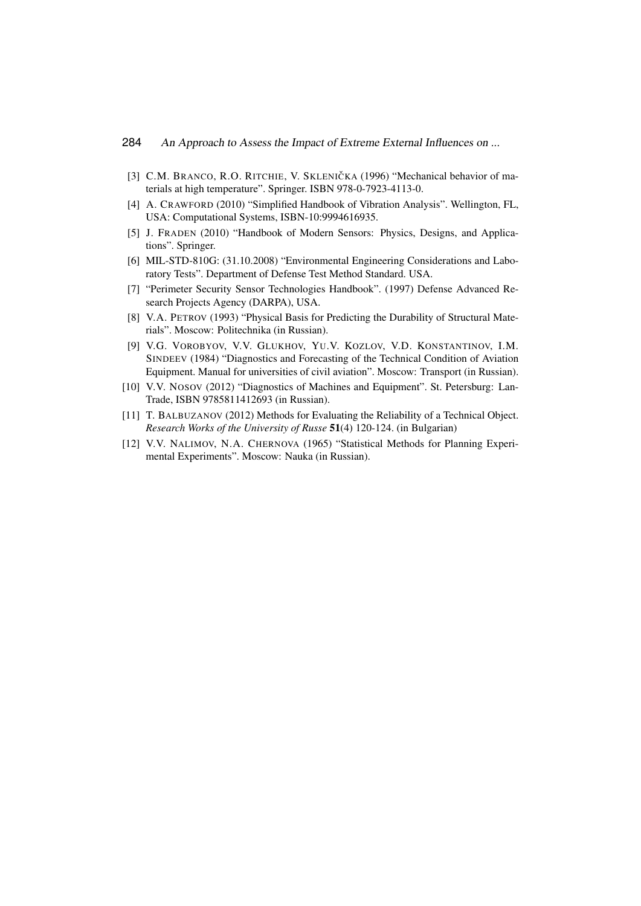[3] C.M. Branco, R.O. Ritchie, V. Sklenička (1996) "Mechanical behavior of materials at high temperature". Springer. ISBN 978-0-7923-4113-0.

[4] A. Crawford (2010) "Simplified Handbook of Vibration Analysis". Wellington, FL, USA: Computational Systems, ISBN-10:9994616935.

[5] J. Fraden (2010) "Handbook of Modern Sensors: Physics, Designs, and Applications". Springer.

[6] MIL-STD-810G: (31.10.2008) "Environmental Engineering Considerations and Laboratory Tests". Department of Defense Test Method Standard. USA.

[7] "Perimeter Security Sensor Technologies Handbook". (1997) Defense Advanced Research Projects Agency (DARPA), USA.

[8] V.A. Petrov (1993) "Physical Basis for Predicting the Durability of Structural Materials". Moscow: Politechnika (in Russian).

[9] V.G. Vorobyov, V.V. Glukhov, Yu.V. Kozlov, V.D. Konstantinov, I.M. Sindeev (1984) "Diagnostics and Forecasting of the Technical Condition of Aviation Equipment. Manual for universities of civil aviation". Moscow: Transport (in Russian).

[10] V.V. Nosov (2012) "Diagnostics of Machines and Equipment". St. Petersburg: Lan-Trade, ISBN 9785811412693 (in Russian).

[11] T. Balbuzanov (2012) Methods for Evaluating the Reliability of a Technical Object. *Research Works of the University of Russe* **51**(4) 120-124. (in Bulgarian)

[12] V.V. Nalimov, N.A. Chernova (1965) "Statistical Methods for Planning Experimental Experiments". Moscow: Nauka (in Russian).